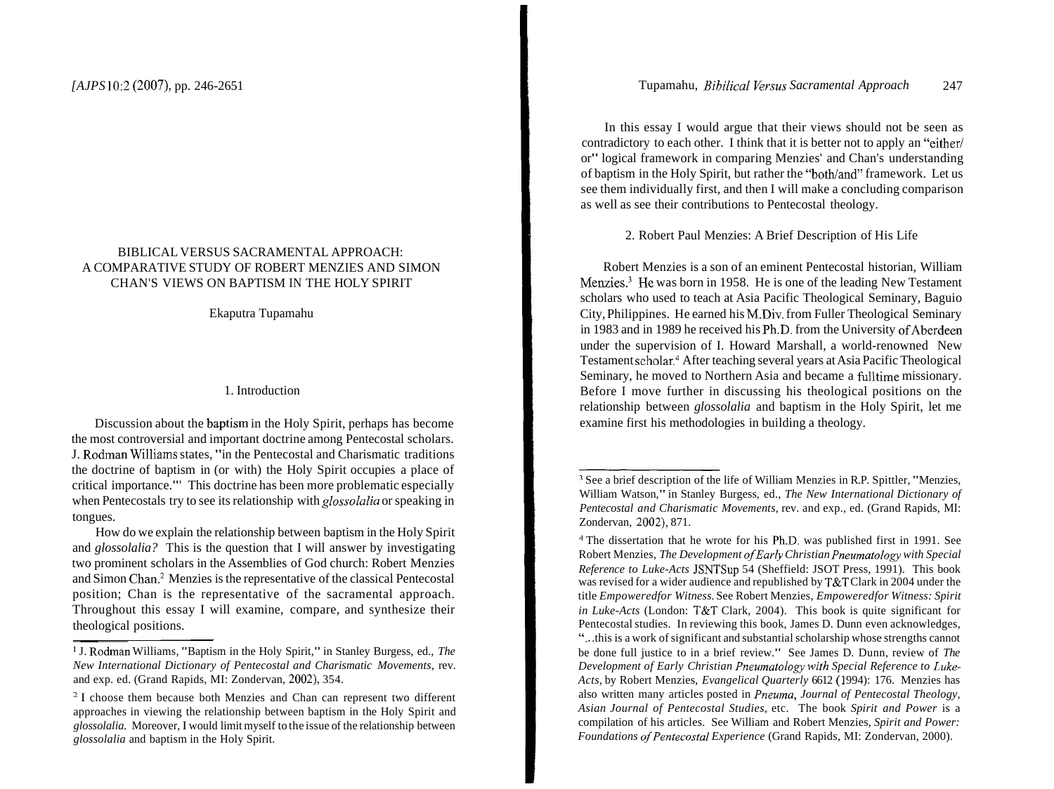# BIBLICAL VERSUS SACRAMENTAL APPROACH: A COMPARATIVE STUDY OF ROBERT MENZIES AND SIMON CHAN'S VIEWS ON BAPTISM IN THE HOLY SPIRIT

Ekaputra Tupamahu

## 1. Introduction

Discussion about the baptism in the Holy Spirit, perhaps has become the most controversial and important doctrine among Pentecostal scholars. J. Rodman Williams states, "in the Pentecostal and Charismatic traditions the doctrine of baptism in (or with) the Holy Spirit occupies a place of critical importance."[1] This doctrine has been more problematic especially when Pentecostals try to see its relationship with *glossolalia* or speaking in tongues.

How do we explain the relationship between baptism in the Holy Spirit and *glossolalia?* This is the question that I will answer by investigating two prominent scholars in the Assemblies of God church: Robert Menzies and Simon Chan.[2] Menzies is the representative of the classical Pentecostal position; Chan is the representative of the sacramental approach. Throughout this essay I will examine, compare, and synthesize their theological positions.

In this essay I would argue that their views should not be seen as contradictory to each other. I think that it is better not to apply an "either/or" logical framework in comparing Menzies' and Chan's understanding of baptism in the Holy Spirit, but rather the "both/and" framework. Let us see them individually first, and then I will make a concluding comparison as well as see their contributions to Pentecostal theology.

## 2. Robert Paul Menzies: A Brief Description of His Life

Robert Menzies is a son of an eminent Pentecostal historian, William Menzies.[3] He was born in 1958. He is one of the leading New Testament scholars who used to teach at Asia Pacific Theological Seminary, Baguio City, Philippines. He earned his M.Div. from Fuller Theological Seminary in 1983 and in 1989 he received his Ph.D. from the University of Aberdeen under the supervision of I. Howard Marshall, a world-renowned New Testament scholar.[4] After teaching several years at Asia Pacific Theological Seminary, he moved to Northern Asia and became a fulltime missionary. Before I move further in discussing his theological positions on the relationship between *glossolalia* and baptism in the Holy Spirit, let me examine first his methodologies in building a theology.

---

[1] J. Rodman Williams, "Baptism in the Holy Spirit," in Stanley Burgess, ed., *The New International Dictionary of Pentecostal and Charismatic Movements,* rev. and exp. ed. (Grand Rapids, MI: Zondervan, 2002), 354.

[2] I choose them because both Menzies and Chan can represent two different approaches in viewing the relationship between baptism in the Holy Spirit and *glossolalia.* Moreover, I would limit myself to the issue of the relationship between *glossolalia* and baptism in the Holy Spirit.

[3] See a brief description of the life of William Menzies in R.P. Spittler, "Menzies, William Watson," in Stanley Burgess, ed., *The New International Dictionary of Pentecostal and Charismatic Movements,* rev. and exp., ed. (Grand Rapids, MI: Zondervan, 2002), 871.

[4] The dissertation that he wrote for his Ph.D. was published first in 1991. See Robert Menzies, *The Development of Early Christian Pneumatology with Special Reference to Luke-Acts* JSNTSup 54 (Sheffield: JSOT Press, 1991). This book was revised for a wider audience and republished by T&T Clark in 2004 under the title *Empoweredfor Witness.* See Robert Menzies, *Empoweredfor Witness: Spirit in Luke-Acts* (London: T&T Clark, 2004). This book is quite significant for Pentecostal studies. In reviewing this book, James D. Dunn even acknowledges, "...this is a work of significant and substantial scholarship whose strengths cannot be done full justice to in a brief review." See James D. Dunn, review of *The Development of Early Christian Pneumatology with Special Reference to Luke-Acts,* by Robert Menzies, *Evangelical Quarterly* 6612 (1994): 176. Menzies has also written many articles posted in *Pneuma, Journal of Pentecostal Theology, Asian Journal of Pentecostal Studies,* etc. The book *Spirit and Power* is a compilation of his articles. See William and Robert Menzies, *Spirit and Power: Foundations of Pentecostal Experience* (Grand Rapids, MI: Zondervan, 2000).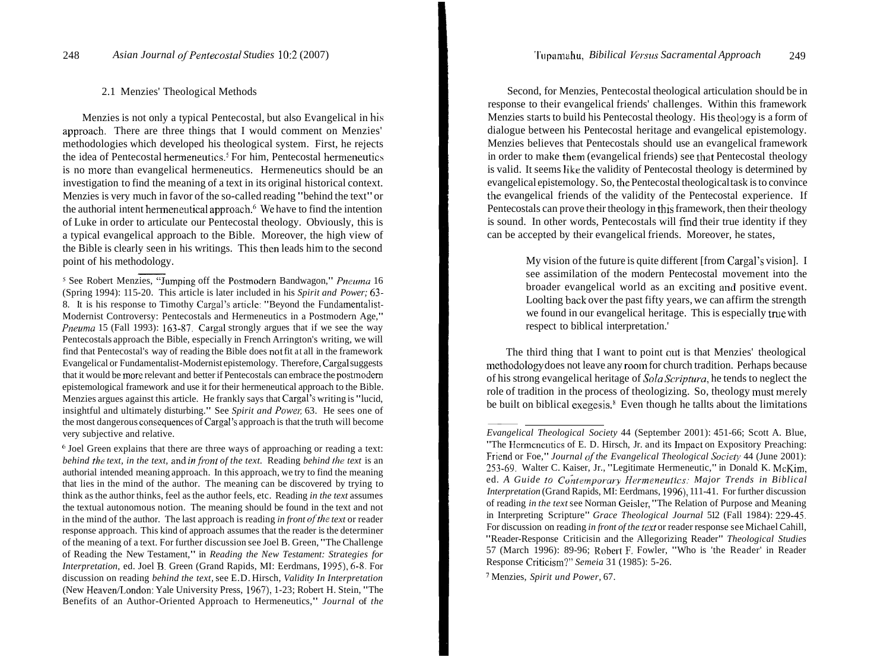### 2.1 Menzies' Theological Methods

Menzies is not only a typical Pentecostal, but also Evangelical in his approach. There are three things that I would comment on Menzies' methodologies which developed his theological system. First, he rejects the idea of Pentecostal hermeneutics.[5] For him, Pentecostal hermeneutics is no more than evangelical hermeneutics. Hermeneutics should be an investigation to find the meaning of a text in its original historical context. Menzies is very much in favor of the so-called reading "behind the text" or the authorial intent hermeneutical approach.[6] We have to find the intention of Luke in order to articulate our Pentecostal theology. Obviously, this is a typical evangelical approach to the Bible. Moreover, the high view of the Bible is clearly seen in his writings. This then leads him to the second point of his methodology.

Second, for Menzies, Pentecostal theological articulation should be in response to their evangelical friends' challenges. Within this framework Menzies starts to build his Pentecostal theology. His theology is a form of dialogue between his Pentecostal heritage and evangelical epistemology. Menzies believes that Pentecostals should use an evangelical framework in order to make them (evangelical friends) see that Pentecostal theology is valid. It seems like the validity of Pentecostal theology is determined by evangelical epistemology. So, the Pentecostal theological task is to convince the evangelical friends of the validity of the Pentecostal experience. If Pentecostals can prove their theology in this framework, then their theology is sound. In other words, Pentecostals will find their true identity if they can be accepted by their evangelical friends. Moreover, he states,

> My vision of the future is quite different [from Cargal's vision]. I see assimilation of the modern Pentecostal movement into the broader evangelical world as an exciting and positive event. Loolting back over the past fifty years, we can affirm the strength we found in our evangelical heritage. This is especially true with respect to biblical interpretation.[7]

The third thing that I want to point out is that Menzies' theological methodology does not leave any room for church tradition. Perhaps because of his strong evangelical heritage of *Sola Scriptura*, he tends to neglect the role of tradition in the process of theologizing. So, theology must merely be built on biblical exegesis.[8] Even though he tallts about the limitations

---

[5] See Robert Menzies, "Jumping off the Postmodern Bandwagon," *Pneuma* 16 (Spring 1994): 115-20. This article is later included in his *Spirit and Power;* 63-8. It is his response to Timothy Cargal's article: "Beyond the Fundamentalist-Modernist Controversy: Pentecostals and Hermeneutics in a Postmodern Age," *Pneuma* 15 (Fall 1993): 163-87. Cargal strongly argues that if we see the way Pentecostals approach the Bible, especially in French Arrington's writing, we will find that Pentecostal's way of reading the Bible does not fit at all in the framework Evangelical or Fundamentalist-Modernist epistemology. Therefore, Cargal suggests that it would be more relevant and better if Pentecostals can embrace the postmodern epistemological framework and use it for their hermeneutical approach to the Bible. Menzies argues against this article. He frankly says that Cargal's writing is "lucid, insightful and ultimately disturbing." See *Spirit and Power,* 63. He sees one of the most dangerous consequences of Cargal's approach is that the truth will become very subjective and relative.

[6] Joel Green explains that there are three ways of approaching or reading a text: *behind the text, in the text,* and *in front of the text.* Reading *behind the text* is an authorial intended meaning approach. In this approach, we try to find the meaning that lies in the mind of the author. The meaning can be discovered by trying to think as the author thinks, feel as the author feels, etc. Reading *in the text* assumes the textual autonomous notion. The meaning should be found in the text and not in the mind of the author. The last approach is reading *in front of the text* or reader response approach. This kind of approach assumes that the reader is the determiner of the meaning of a text. For further discussion see Joel B. Green, "The Challenge of Reading the New Testament," in *Reading the New Testament: Strategies for Interpretation*, ed. Joel B. Green (Grand Rapids, MI: Eerdmans, 1995), 6-8. For discussion on reading *behind the text*, see E.D. Hirsch, *Validity In Interpretation* (New Heaven/London: Yale University Press, 1967), 1-23; Robert H. Stein, "The Benefits of an Author-Oriented Approach to Hermeneutics," *Journal of the Evangelical Theological Society* 44 (September 2001): 451-66; Scott A. Blue, "The Hermeneutics of E. D. Hirsch, Jr. and its Impact on Expository Preaching: Friend or Foe," *Journal of the Evangelical Theological Society* 44 (June 2001): 253-69. Walter C. Kaiser, Jr., "Legitimate Hermeneutic," in Donald K. McKim, ed. *A Guide to Contemporary Hermeneutics: Major Trends in Biblical Interpretation* (Grand Rapids, MI: Eerdmans, 1996), 111-41. For further discussion of reading *in the text* see Norman Geisler, "The Relation of Purpose and Meaning in Interpreting Scripture" *Grace Theological Journal* 512 (Fall 1984): 229-45. For discussion on reading *in front of the text* or reader response see Michael Cahill, "Reader-Response Criticisin and the Allegorizing Reader" *Theological Studies* 57 (March 1996): 89-96; Robert F. Fowler, "Who is 'the Reader' in Reader Response Criticism?" *Semeia* 31 (1985): 5-26.

[7] Menzies, *Spirit und Power*, 67.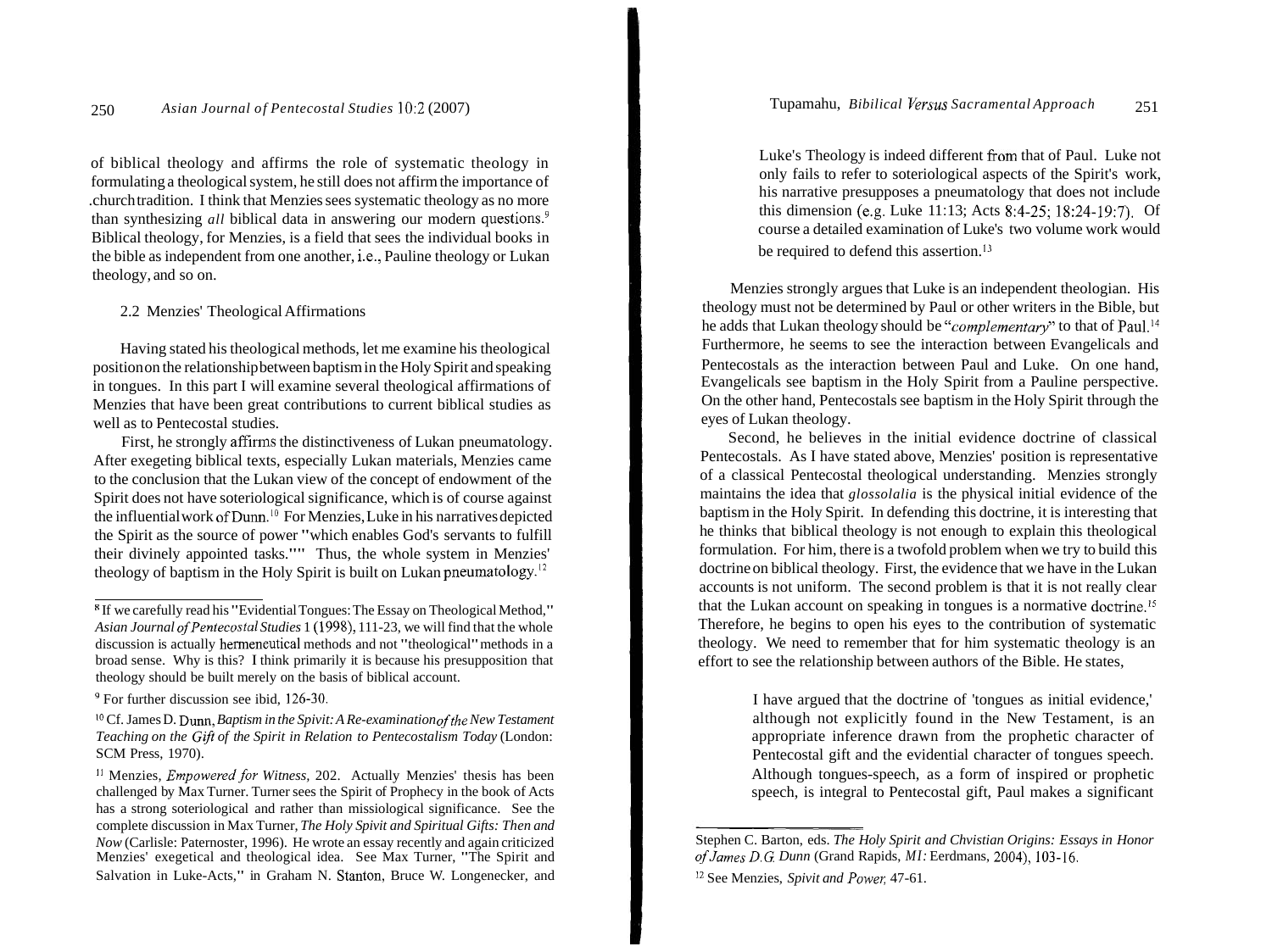of biblical theology and affirms the role of systematic theology in formulating a theological system, he still does not affirm the importance of church tradition. I think that Menzies sees systematic theology as no more than synthesizing *all* biblical data in answering our modern questions.[9] Biblical theology, for Menzies, is a field that sees the individual books in the bible as independent from one another, i.e., Pauline theology or Lukan theology, and so on.

### 2.2 Menzies' Theological Affirmations

Having stated his theological methods, let me examine his theological position on the relationship between baptism in the Holy Spirit and speaking in tongues. In this part I will examine several theological affirmations of Menzies that have been great contributions to current biblical studies as well as to Pentecostal studies.

First, he strongly affirms the distinctiveness of Lukan pneumatology. After exegeting biblical texts, especially Lukan materials, Menzies came to the conclusion that the Lukan view of the concept of endowment of the Spirit does not have soteriological significance, which is of course against the influential work of Dunn.[10] For Menzies, Luke in his narratives depicted the Spirit as the source of power "which enables God's servants to fulfill their divinely appointed tasks."[11] Thus, the whole system in Menzies' theology of baptism in the Holy Spirit is built on Lukan pneumatology.[12]

> Luke's Theology is indeed different from that of Paul. Luke not only fails to refer to soteriological aspects of the Spirit's work, his narrative presupposes a pneumatology that does not include this dimension (e.g. Luke 11:13; Acts 8:4-25; 18:24-19:7). Of course a detailed examination of Luke's two volume work would be required to defend this assertion.[13]

Menzies strongly argues that Luke is an independent theologian. His theology must not be determined by Paul or other writers in the Bible, but he adds that Lukan theology should be "*complementary*" to that of Paul.[14] Furthermore, he seems to see the interaction between Evangelicals and Pentecostals as the interaction between Paul and Luke. On one hand, Evangelicals see baptism in the Holy Spirit from a Pauline perspective. On the other hand, Pentecostals see baptism in the Holy Spirit through the eyes of Lukan theology.

Second, he believes in the initial evidence doctrine of classical Pentecostals. As I have stated above, Menzies' position is representative of a classical Pentecostal theological understanding. Menzies strongly maintains the idea that *glossolalia* is the physical initial evidence of the baptism in the Holy Spirit. In defending this doctrine, it is interesting that he thinks that biblical theology is not enough to explain this theological formulation. For him, there is a twofold problem when we try to build this doctrine on biblical theology. First, the evidence that we have in the Lukan accounts is not uniform. The second problem is that it is not really clear that the Lukan account on speaking in tongues is a normative doctrine.[15] Therefore, he begins to open his eyes to the contribution of systematic theology. We need to remember that for him systematic theology is an effort to see the relationship between authors of the Bible. He states,

> I have argued that the doctrine of 'tongues as initial evidence,' although not explicitly found in the New Testament, is an appropriate inference drawn from the prophetic character of Pentecostal gift and the evidential character of tongues speech. Although tongues-speech, as a form of inspired or prophetic speech, is integral to Pentecostal gift, Paul makes a significant

---

[8] If we carefully read his "Evidential Tongues: The Essay on Theological Method," *Asian Journal of Pentecostal Studies* 1 (1998), 111-23, we will find that the whole discussion is actually hermeneutical methods and not "theological" methods in a broad sense. Why is this? I think primarily it is because his presupposition that theology should be built merely on the basis of biblical account.

[9] For further discussion see ibid, 126-30.

[10] Cf. James D. Dunn, *Baptism in the Spivit: A Re-examination of the New Testament Teaching on the Gift of the Spirit in Relation to Pentecostalism Today* (London: SCM Press, 1970).

[11] Menzies, *Empowered for Witness*, 202. Actually Menzies' thesis has been challenged by Max Turner. Turner sees the Spirit of Prophecy in the book of Acts has a strong soteriological and rather than missiological significance. See the complete discussion in Max Turner, *The Holy Spivit and Spiritual Gifts: Then and Now* (Carlisle: Paternoster, 1996). He wrote an essay recently and again criticized Menzies' exegetical and theological idea. See Max Turner, "The Spirit and Salvation in Luke-Acts," in Graham N. Stanton, Bruce W. Longenecker, and Stephen C. Barton, eds. *The Holy Spirit and Chvistian Origins: Essays in Honor of James D.G. Dunn* (Grand Rapids, MI: Eerdmans, 2004), 103-16.

[12] See Menzies, *Spivit and Power*, 47-61.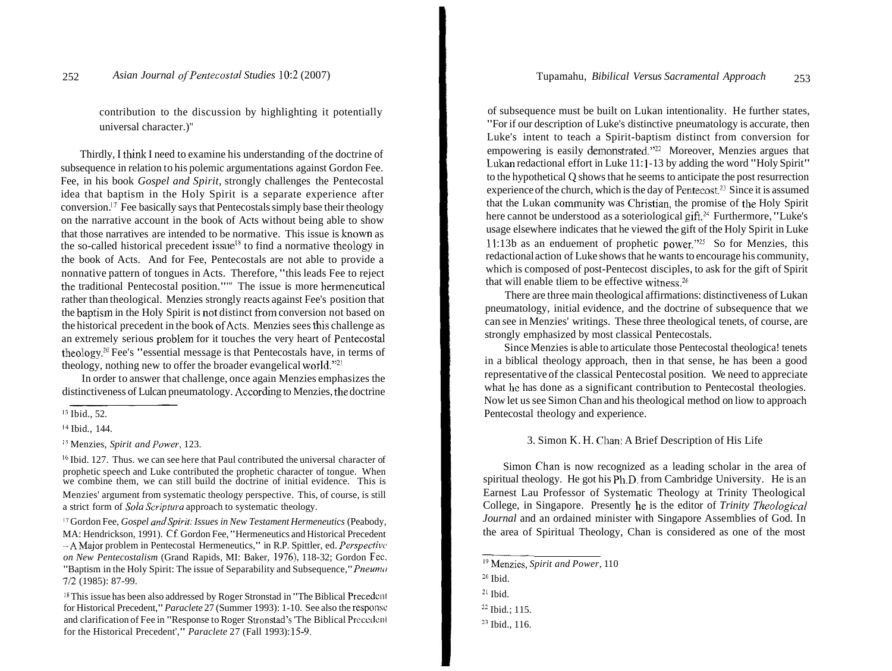contribution to the discussion by highlighting it potentially universal character.)"

Thirdly, I think I need to examine his understanding of the doctrine of subsequence in relation to his polemic argumentations against Gordon Fee. Fee, in his book *Gospel and Spirit*, strongly challenges the Pentecostal idea that baptism in the Holy Spirit is a separate experience after conversion.[17] Fee basically says that Pentecostals simply base their theology on the narrative account in the book of Acts without being able to show that those narratives are intended to be normative. This issue is known as the so-called historical precedent issue[18] to find a normative theology in the book of Acts. And for Fee, Pentecostals are not able to provide a nonnative pattern of tongues in Acts. Therefore, "this leads Fee to reject the traditional Pentecostal position."[19] The issue is more hermeneutical rather than theological. Menzies strongly reacts against Fee's position that the baptism in the Holy Spirit is not distinct from conversion not based on the historical precedent in the book of Acts. Menzies sees this challenge as an extremely serious problem for it touches the very heart of Pentecostal theology.[20] Fee's "essential message is that Pentecostals have, in terms of theology, nothing new to offer the broader evangelical world."[21]

In order to answer that challenge, once again Menzies emphasizes the distinctiveness of Lukan pneumatology. According to Menzies, the doctrine of subsequence must be built on Lukan intentionality. He further states, "For if our description of Luke's distinctive pneumatology is accurate, then Luke's intent to teach a Spirit-baptism distinct from conversion for empowering is easily demonstrated."[22] Moreover, Menzies argues that Lukan redactional effort in Luke 11:1-13 by adding the word "Holy Spirit" to the hypothetical Q shows that he seems to anticipate the post resurrection experience of the church, which is the day of Pentecost.[23] Since it is assumed that the Lukan community was Christian, the promise of the Holy Spirit here cannot be understood as a soteriological gift.[24] Furthermore, "Luke's usage elsewhere indicates that he viewed the gift of the Holy Spirit in Luke 11:13b as an enduement of prophetic power."[25] So for Menzies, this redactional action of Luke shows that he wants to encourage his community, which is composed of post-Pentecost disciples, to ask for the gift of Spirit that will enable tliem to be effective witness.[26]

There are three main theological affirmations: distinctiveness of Lukan pneumatology, initial evidence, and the doctrine of subsequence that we can see in Menzies' writings. These three theological tenets, of course, are strongly emphasized by most classical Pentecostals.

Since Menzies is able to articulate those Pentecostal theologica! tenets in a biblical theology approach, then in that sense, he has been a good representative of the classical Pentecostal position. We need to appreciate what he has done as a significant contribution to Pentecostal theologies. Now let us see Simon Chan and his theological method on liow to approach Pentecostal theology and experience.

## 3. Simon K. H. Chan: A Brief Description of His Life

Simon Chan is now recognized as a leading scholar in the area of spiritual theology. He got his Ph.D. from Cambridge University. He is an Earnest Lau Professor of Systematic Theology at Trinity Theological College, in Singapore. Presently he is the editor of *Trinity Theological Journal* and an ordained minister with Singapore Assemblies of God. In the area of Spiritual Theology, Chan is considered as one of the most

---

[13] Ibid., 52.

[14] Ibid., 144.

[15] Menzies, *Spirit and Power*, 123.

[16] Ibid. 127. Thus. we can see here that Paul contributed the universal character of prophetic speech and Luke contributed the prophetic character of tongue. When we combine them, we can still build the doctrine of initial evidence. This is Menzies' argument from systematic theology perspective. This, of course, is still a strict form of *Sola Scriptura* approach to systematic theology.

[17] Gordon Fee, *Gospel and Spirit: Issues in New Testament Hermeneutics* (Peabody, MA: Hendrickson, 1991). Cf. Gordon Fee, "Hermeneutics and Historical Precedent – A Major problem in Pentecostal Hermeneutics," in R.P. Spittler, ed. *Perspective on New Pentecostalism* (Grand Rapids, MI: Baker, 1976), 118-32; Gordon Fee, "Baptism in the Holy Spirit: The issue of Separability and Subsequence," *Pneuma* 7/2 (1985): 87-99.

[18] This issue has been also addressed by Roger Stronstad in "The Biblical Precedent for Historical Precedent," *Paraclete* 27 (Summer 1993): 1-10. See also the response and clarification of Fee in "Response to Roger Stronstad's 'The Biblical Precedent for the Historical Precedent'," *Paraclete* 27 (Fall 1993): 15-9.

[19] Menzies, *Spirit and Power*, 110

[20] Ibid.

[21] Ibid.

[22] Ibid.; 115.

[23] Ibid., 116.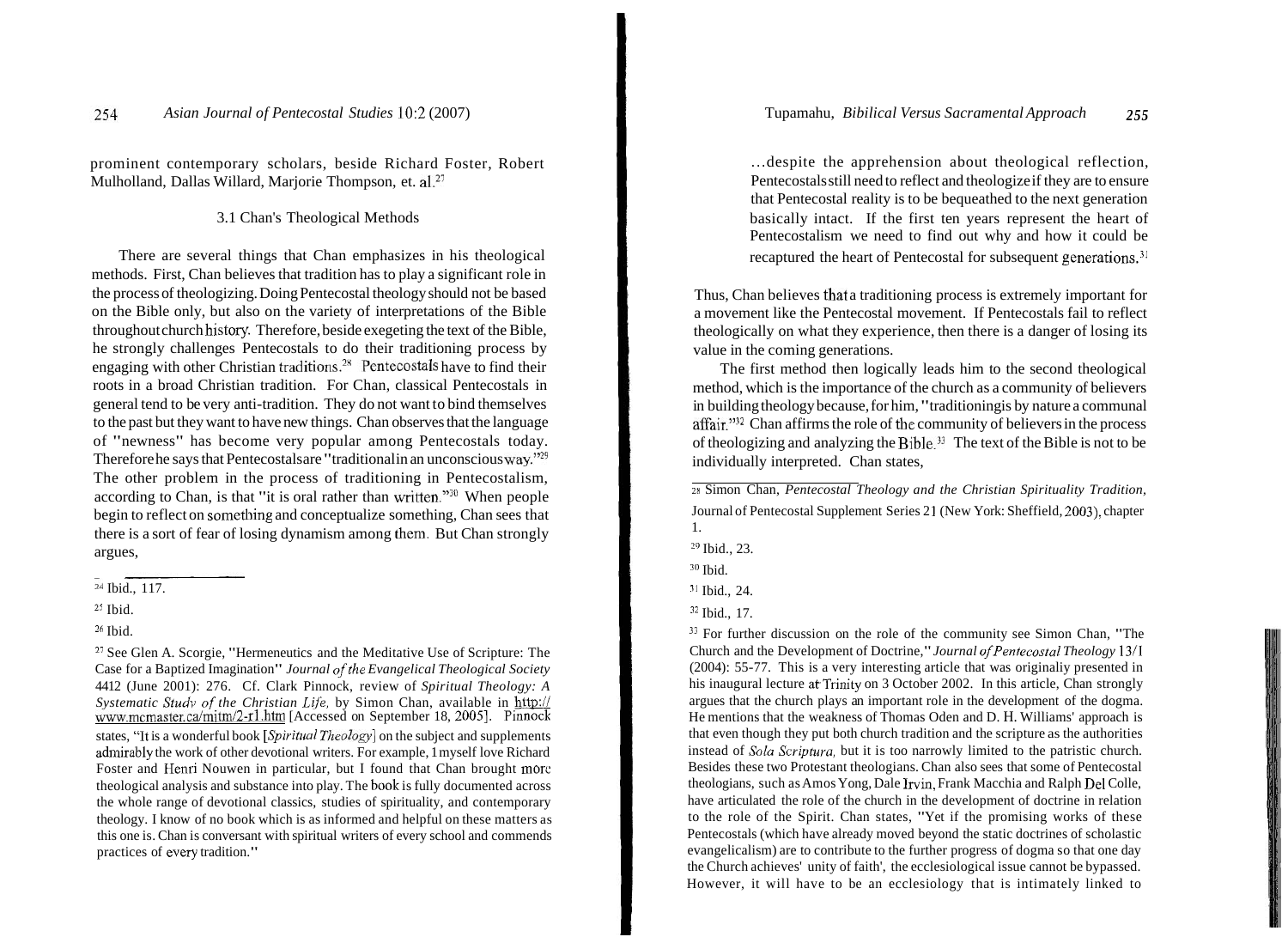prominent contemporary scholars, beside Richard Foster, Robert Mulholland, Dallas Willard, Marjorie Thompson, et. al.[27]

### 3.1 Chan's Theological Methods

There are several things that Chan emphasizes in his theological methods. First, Chan believes that tradition has to play a significant role in the process of theologizing. Doing Pentecostal theology should not be based on the Bible only, but also on the variety of interpretations of the Bible throughout church history. Therefore, beside exegeting the text of the Bible, he strongly challenges Pentecostals to do their traditioning process by engaging with other Christian traditions.[28] Pentecostals have to find their roots in a broad Christian tradition. For Chan, classical Pentecostals in general tend to be very anti-tradition. They do not want to bind themselves to the past but they want to have new things. Chan observes that the language of "newness" has become very popular among Pentecostals today. Therefore he says that Pentecostals are "traditional in an unconscious way."[29] The other problem in the process of traditioning in Pentecostalism, according to Chan, is that "it is oral rather than written."[30] When people begin to reflect on something and conceptualize something, Chan sees that there is a sort of fear of losing dynamism among them. But Chan strongly argues,

> ...despite the apprehension about theological reflection, Pentecostals still need to reflect and theologize if they are to ensure that Pentecostal reality is to be bequeathed to the next generation basically intact. If the first ten years represent the heart of Pentecostalism we need to find out why and how it could be recaptured the heart of Pentecostal for subsequent generations.[31]

Thus, Chan believes that a traditioning process is extremely important for a movement like the Pentecostal movement. If Pentecostals fail to reflect theologically on what they experience, then there is a danger of losing its value in the coming generations.

The first method then logically leads him to the second theological method, which is the importance of the church as a community of believers in building theology because, for him, "traditioning is by nature a communal affair."[32] Chan affirms the role of the community of believers in the process of theologizing and analyzing the Bible.[33] The text of the Bible is not to be individually interpreted. Chan states,

---

[24] Ibid., 117.

[25] Ibid.

[26] Ibid.

[27] See Glen A. Scorgie, "Hermeneutics and the Meditative Use of Scripture: The Case for a Baptized Imagination" *Journal of the Evangelical Theological Society* 4412 (June 2001): 276. Cf. Clark Pinnock, review of *Spiritual Theology: A Systematic Study of the Christian Life*, by Simon Chan, available in http://www.mcmaster.ca/mjtm/2-r1.htm [Accessed on September 18, 2005]. Pinnock states, "It is a wonderful book [*Spiritual Theology*] on the subject and supplements admirably the work of other devotional writers. For example, I myself love Richard Foster and Henri Nouwen in particular, but I found that Chan brought more theological analysis and substance into play. The book is fully documented across the whole range of devotional classics, studies of spirituality, and contemporary theology. I know of no book which is as informed and helpful on these matters as this one is. Chan is conversant with spiritual writers of every school and commends practices of every tradition."

[28] Simon Chan, *Pentecostal Theology and the Christian Spirituality Tradition*, Journal of Pentecostal Supplement Series 21 (New York: Sheffield, 2003), chapter 1.

[29] Ibid., 23.

[30] Ibid.

[31] Ibid., 24.

[32] Ibid., 17.

[33] For further discussion on the role of the community see Simon Chan, "The Church and the Development of Doctrine," *Journal of Pentecostal Theology* 13/1 (2004): 55-77. This is a very interesting article that was originaliy presented in his inaugural lecture at Trinity on 3 October 2002. In this article, Chan strongly argues that the church plays an important role in the development of the dogma. He mentions that the weakness of Thomas Oden and D. H. Williams' approach is that even though they put both church tradition and the scripture as the authorities instead of *Sola Scriptura*, but it is too narrowly limited to the patristic church. Besides these two Protestant theologians. Chan also sees that some of Pentecostal theologians, such as Amos Yong, Dale Irvin, Frank Macchia and Ralph Del Colle, have articulated the role of the church in the development of doctrine in relation to the role of the Spirit. Chan states, "Yet if the promising works of these Pentecostals (which have already moved beyond the static doctrines of scholastic evangelicalism) are to contribute to the further progress of dogma so that one day the Church achieves' unity of faith', the ecclesiological issue cannot be bypassed. However, it will have to be an ecclesiology that is intimately linked to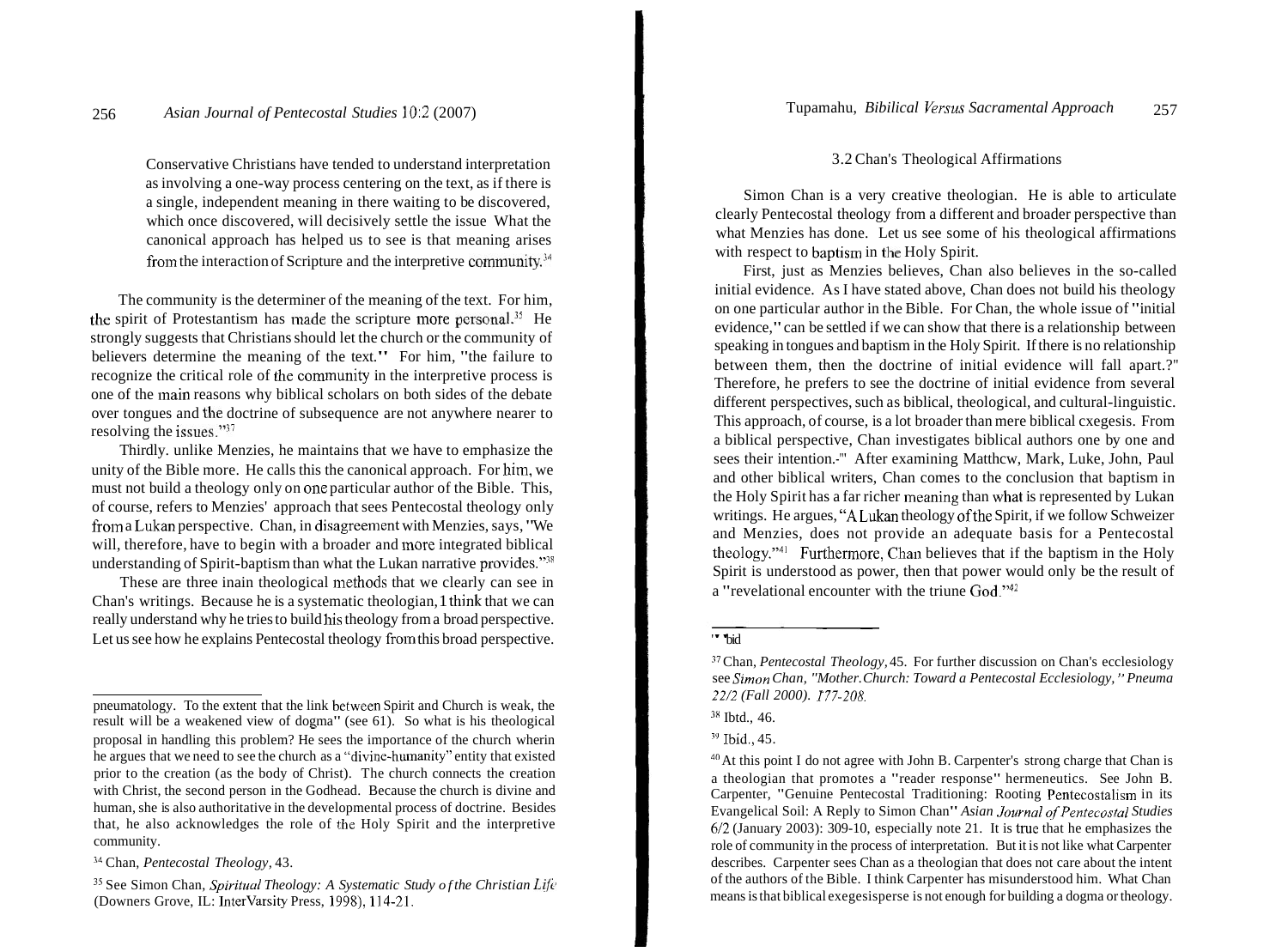> Conservative Christians have tended to understand interpretation as involving a one-way process centering on the text, as if there is a single, independent meaning in there waiting to be discovered, which once discovered, will decisively settle the issue What the canonical approach has helped us to see is that meaning arises from the interaction of Scripture and the interpretive community.[34]

The community is the determiner of the meaning of the text. For him, the spirit of Protestantism has made the scripture more personal.[35] He strongly suggests that Christians should let the church or the community of believers determine the meaning of the text." For him, "the failure to recognize the critical role of the community in the interpretive process is one of the main reasons why biblical scholars on both sides of the debate over tongues and the doctrine of subsequence are not anywhere nearer to resolving the issues."[37]

Thirdly. unlike Menzies, he maintains that we have to emphasize the unity of the Bible more. He calls this the canonical approach. For him, we must not build a theology only on one particular author of the Bible. This, of course, refers to Menzies' approach that sees Pentecostal theology only from a Lukan perspective. Chan, in disagreement with Menzies, says, "We will, therefore, have to begin with a broader and more integrated biblical understanding of Spirit-baptism than what the Lukan narrative provides."[38]

These are three inain theological methods that we clearly can see in Chan's writings. Because he is a systematic theologian, I think that we can really understand why he tries to build his theology from a broad perspective. Let us see how he explains Pentecostal theology from this broad perspective.

### 3.2 Chan's Theological Affirmations

Simon Chan is a very creative theologian. He is able to articulate clearly Pentecostal theology from a different and broader perspective than what Menzies has done. Let us see some of his theological affirmations with respect to baptism in the Holy Spirit.

First, just as Menzies believes, Chan also believes in the so-called initial evidence. As I have stated above, Chan does not build his theology on one particular author in the Bible. For Chan, the whole issue of "initial evidence," can be settled if we can show that there is a relationship between speaking in tongues and baptism in the Holy Spirit. If there is no relationship between them, then the doctrine of initial evidence will fall apart.?" Therefore, he prefers to see the doctrine of initial evidence from several different perspectives, such as biblical, theological, and cultural-linguistic. This approach, of course, is a lot broader than mere biblical cxegesis. From a biblical perspective, Chan investigates biblical authors one by one and sees their intention.-" After examining Matthcw, Mark, Luke, John, Paul and other biblical writers, Chan comes to the conclusion that baptism in the Holy Spirit has a far richer meaning than what is represented by Lukan writings. He argues, "A Lukan theology of the Spirit, if we follow Schweizer and Menzies, does not provide an adequate basis for a Pentecostal theology."[41] Furthermore, Chan believes that if the baptism in the Holy Spirit is understood as power, then that power would only be the result of a "revelational encounter with the triune God."[42]

---

pneumatology. To the extent that the link between Spirit and Church is weak, the result will be a weakened view of dogma" (see 61). So what is his theological proposal in handling this problem? He sees the importance of the church wherin he argues that we need to see the church as a "divine-humanity" entity that existed prior to the creation (as the body of Christ). The church connects the creation with Christ, the second person in the Godhead. Because the church is divine and human, she is also authoritative in the developmental process of doctrine. Besides that, he also acknowledges the role of the Holy Spirit and the interpretive community.

[34] Chan, *Pentecostal Theology*, 43.

[35] See Simon Chan, *Spiritual Theology: A Systematic Study of the Christian Life* (Downers Grove, IL: InterVarsity Press, 1998), 114-21.

[36] Ibid

[37] Chan, *Pentecostal Theology*, 45. For further discussion on Chan's ecclesiology see *Simon Chan, "Mother.Church: Toward a Pentecostal Ecclesiology," Pneuma 22/2 (Fall 2000). 177-208.*

[38] Ibtd., 46.

[39] Ibid., 45.

[40] At this point I do not agree with John B. Carpenter's strong charge that Chan is a theologian that promotes a "reader response" hermeneutics. See John B. Carpenter, "Genuine Pentecostal Traditioning: Rooting Pentecostalism in its Evangelical Soil: A Reply to Simon Chan" *Asian Journal of Pentecostal Studies* 6/2 (January 2003): 309-10, especially note 21. It is true that he emphasizes the role of community in the process of interpretation. But it is not like what Carpenter describes. Carpenter sees Chan as a theologian that does not care about the intent of the authors of the Bible. I think Carpenter has misunderstood him. What Chan means is that biblical exegesisperse is not enough for building a dogma or theology.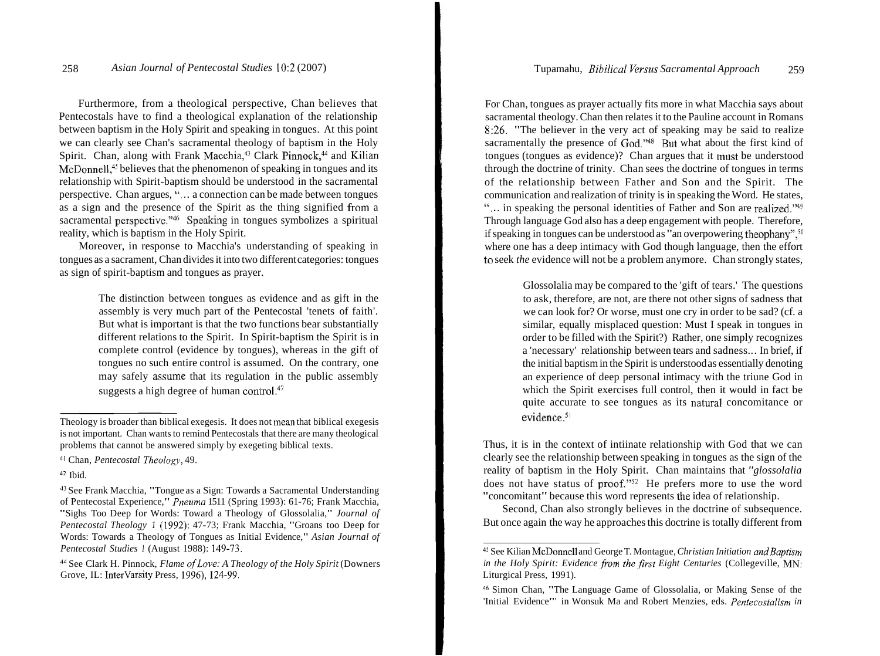Furthermore, from a theological perspective, Chan believes that Pentecostals have to find a theological explanation of the relationship between baptism in the Holy Spirit and speaking in tongues. At this point we can clearly see Chan's sacramental theology of baptism in the Holy Spirit. Chan, along with Frank Macchia,[43] Clark Pinnock,[44] and Kilian McDonnell,[45] believes that the phenomenon of speaking in tongues and its relationship with Spirit-baptism should be understood in the sacramental perspective. Chan argues, "... a connection can be made between tongues as a sign and the presence of the Spirit as the thing signified from a sacramental perspective."[46] Speaking in tongues symbolizes a spiritual reality, which is baptism in the Holy Spirit.

Moreover, in response to Macchia's understanding of speaking in tongues as a sacrament, Chan divides it into two different categories: tongues as sign of spirit-baptism and tongues as prayer.

> The distinction between tongues as evidence and as gift in the assembly is very much part of the Pentecostal 'tenets of faith'. But what is important is that the two functions bear substantially different relations to the Spirit. In Spirit-baptism the Spirit is in complete control (evidence by tongues), whereas in the gift of tongues no such entire control is assumed. On the contrary, one may safely assume that its regulation in the public assembly suggests a high degree of human control.[47]

For Chan, tongues as prayer actually fits more in what Macchia says about sacramental theology. Chan then relates it to the Pauline account in Romans 8:26. "The believer in the very act of speaking may be said to realize sacramentally the presence of God."[48] But what about the first kind of tongues (tongues as evidence)? Chan argues that it must be understood through the doctrine of trinity. Chan sees the doctrine of tongues in terms of the relationship between Father and Son and the Spirit. The communication and realization of trinity is in speaking the Word. He states, "... in speaking the personal identities of Father and Son are realized."[49] Through language God also has a deep engagement with people. Therefore, if speaking in tongues can be understood as "an overpowering theophany",[50] where one has a deep intimacy with God though language, then the effort to seek *the* evidence will not be a problem anymore. Chan strongly states,

> Glossolalia may be compared to the 'gift of tears.' The questions to ask, therefore, are not, are there not other signs of sadness that we can look for? Or worse, must one cry in order to be sad? (cf. a similar, equally misplaced question: Must I speak in tongues in order to be filled with the Spirit?) Rather, one simply recognizes a 'necessary' relationship between tears and sadness... In brief, if the initial baptism in the Spirit is understood as essentially denoting an experience of deep personal intimacy with the triune God in which the Spirit exercises full control, then it would in fact be quite accurate to see tongues as its natural concomitance or evidence.[51]

Thus, it is in the context of intiinate relationship with God that we can clearly see the relationship between speaking in tongues as the sign of the reality of baptism in the Holy Spirit. Chan maintains that "*glossolalia* does not have status of proof."[52] He prefers more to use the word "concomitant" because this word represents the idea of relationship.

Second, Chan also strongly believes in the doctrine of subsequence. But once again the way he approaches this doctrine is totally different from

---

Theology is broader than biblical exegesis. It does not mean that biblical exegesis is not important. Chan wants to remind Pentecostals that there are many theological problems that cannot be answered simply by exegeting biblical texts.

[41] Chan, *Pentecostal Theology*, 49.

[42] Ibid.

[43] See Frank Macchia, "Tongue as a Sign: Towards a Sacramental Understanding of Pentecostal Experience," *Pneuma* 15/1 (Spring 1993): 61-76; Frank Macchia, "Sighs Too Deep for Words: Toward a Theology of Glossolalia," *Journal of Pentecostal Theology 1* (1992): 47-73; Frank Macchia, "Groans too Deep for Words: Towards a Theology of Tongues as Initial Evidence," *Asian Journal of Pentecostal Studies* 1 (August 1988): 149-73.

[44] See Clark H. Pinnock, *Flame of Love: A Theology of the Holy Spirit* (Downers Grove, IL: InterVarsity Press, 1996), 124-99.

[45] See Kilian McDonnell and George T. Montague, *Christian Initiation and Baptism in the Holy Spirit: Evidence from the first Eight Centuries* (Collegeville, MN: Liturgical Press, 1991).

[46] Simon Chan, "The Language Game of Glossolalia, or Making Sense of the 'Initial Evidence'" in Wonsuk Ma and Robert Menzies, eds. *Pentecostalism in*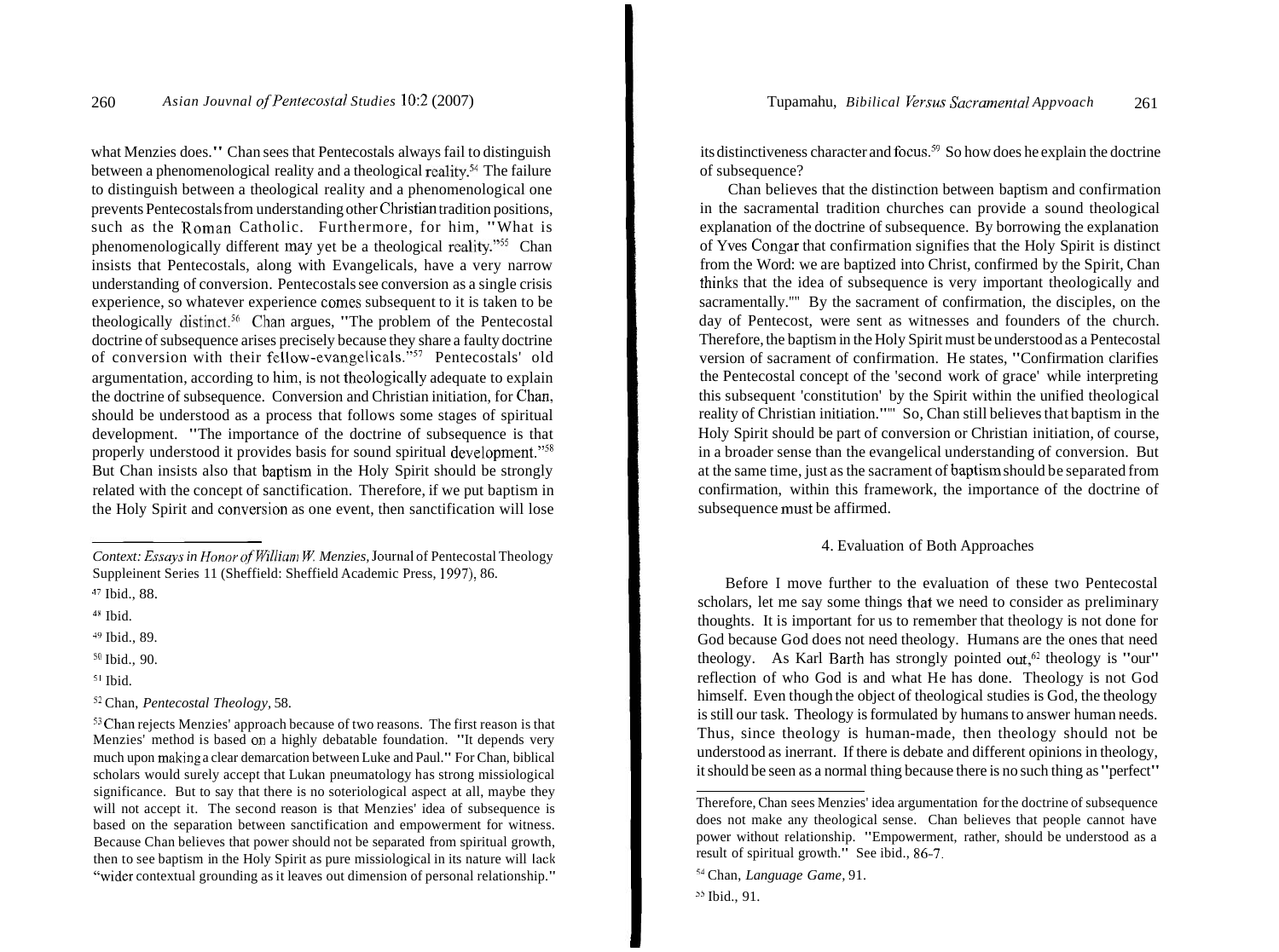what Menzies does." Chan sees that Pentecostals always fail to distinguish between a phenomenological reality and a theological reality.[54] The failure to distinguish between a theological reality and a phenomenological one prevents Pentecostals from understanding other Christian tradition positions, such as the Roman Catholic. Furthermore, for him, "What is phenomenologically different may yet be a theological reality."[55] Chan insists that Pentecostals, along with Evangelicals, have a very narrow understanding of conversion. Pentecostals see conversion as a single crisis experience, so whatever experience comes subsequent to it is taken to be theologically distinct.[56] Chan argues, "The problem of the Pentecostal doctrine of subsequence arises precisely because they share a faulty doctrine of conversion with their fellow-evangelicals."[57] Pentecostals' old argumentation, according to him, is not theologically adequate to explain the doctrine of subsequence. Conversion and Christian initiation, for Chan, should be understood as a process that follows some stages of spiritual development. "The importance of the doctrine of subsequence is that properly understood it provides basis for sound spiritual development."[58] But Chan insists also that baptism in the Holy Spirit should be strongly related with the concept of sanctification. Therefore, if we put baptism in the Holy Spirit and conversion as one event, then sanctification will lose its distinctiveness character and focus.[59] So how does he explain the doctrine of subsequence?

Chan believes that the distinction between baptism and confirmation in the sacramental tradition churches can provide a sound theological explanation of the doctrine of subsequence. By borrowing the explanation of Yves Congar that confirmation signifies that the Holy Spirit is distinct from the Word: we are baptized into Christ, confirmed by the Spirit, Chan thinks that the idea of subsequence is very important theologically and sacramentally.[60] By the sacrament of confirmation, the disciples, on the day of Pentecost, were sent as witnesses and founders of the church. Therefore, the baptism in the Holy Spirit must be understood as a Pentecostal version of sacrament of confirmation. He states, "Confirmation clarifies the Pentecostal concept of the 'second work of grace' while interpreting this subsequent 'constitution' by the Spirit within the unified theological reality of Christian initiation."[61] So, Chan still believes that baptism in the Holy Spirit should be part of conversion or Christian initiation, of course, in a broader sense than the evangelical understanding of conversion. But at the same time, just as the sacrament of baptism should be separated from confirmation, within this framework, the importance of the doctrine of subsequence must be affirmed.

## 4. Evaluation of Both Approaches

Before I move further to the evaluation of these two Pentecostal scholars, let me say some things that we need to consider as preliminary thoughts. It is important for us to remember that theology is not done for God because God does not need theology. Humans are the ones that need theology. As Karl Barth has strongly pointed out,[62] theology is "our" reflection of who God is and what He has done. Theology is not God himself. Even though the object of theological studies is God, the theology is still our task. Theology is formulated by humans to answer human needs. Thus, since theology is human-made, then theology should not be understood as inerrant. If there is debate and different opinions in theology, it should be seen as a normal thing because there is no such thing as "perfect"

---

*Context: Essays in Honor of William W. Menzies*, Journal of Pentecostal Theology Suppleinent Series 11 (Sheffield: Sheffield Academic Press, 1997), 86.

[47] Ibid., 88.

[48] Ibid.

[49] Ibid., 89.

[50] Ibid., 90.

[51] Ibid.

[52] Chan, *Pentecostal Theology*, 58.

[53] Chan rejects Menzies' approach because of two reasons. The first reason is that Menzies' method is based on a highly debatable foundation. "It depends very much upon making a clear demarcation between Luke and Paul." For Chan, biblical scholars would surely accept that Lukan pneumatology has strong missiological significance. But to say that there is no soteriological aspect at all, maybe they will not accept it. The second reason is that Menzies' idea of subsequence is based on the separation between sanctification and empowerment for witness. Because Chan believes that power should not be separated from spiritual growth, then to see baptism in the Holy Spirit as pure missiological in its nature will lack "wider contextual grounding as it leaves out dimension of personal relationship." Therefore, Chan sees Menzies' idea argumentation for the doctrine of subsequence does not make any theological sense. Chan believes that people cannot have power without relationship. "Empowerment, rather, should be understood as a result of spiritual growth." See ibid., 86-7.

[54] Chan, *Language Game*, 91.

[55] Ibid., 91.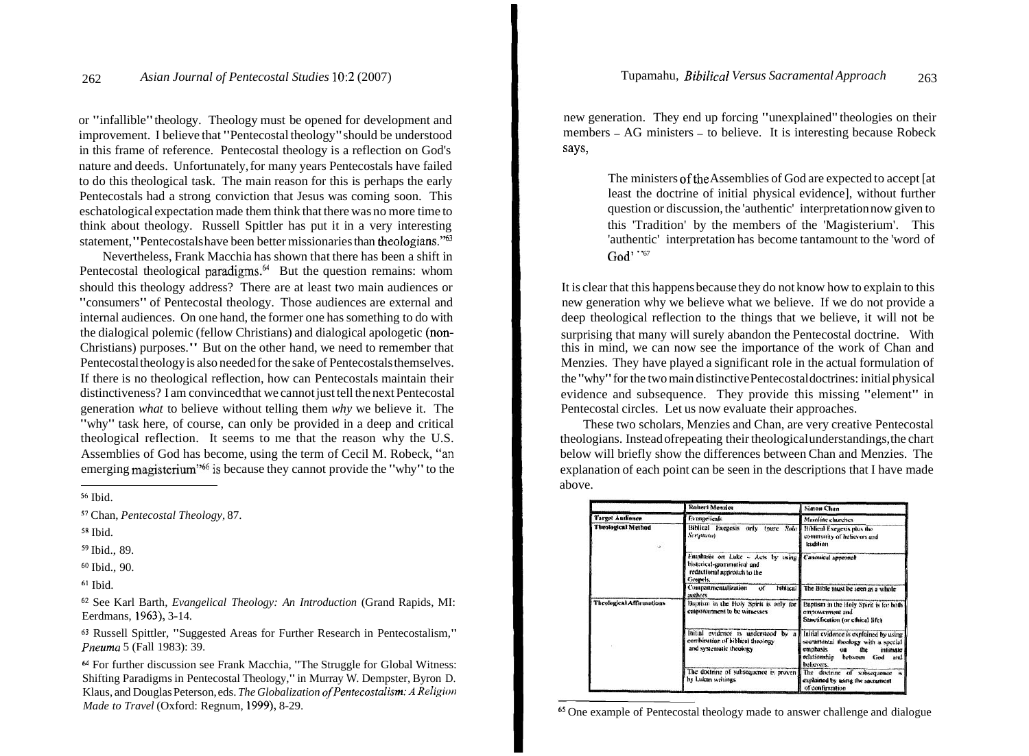or "infallible" theology. Theology must be opened for development and improvement. I believe that "Pentecostal theology" should be understood in this frame of reference. Pentecostal theology is a reflection on God's nature and deeds. Unfortunately, for many years Pentecostals have failed to do this theological task. The main reason for this is perhaps the early Pentecostals had a strong conviction that Jesus was coming soon. This eschatological expectation made them think that there was no more time to think about theology. Russell Spittler has put it in a very interesting statement, "Pentecostals have been better missionaries than theologians."[63]

Nevertheless, Frank Macchia has shown that there has been a shift in Pentecostal theological paradigms.[64] But the question remains: whom should this theology address? There are at least two main audiences or "consumers" of Pentecostal theology. Those audiences are external and internal audiences. On one hand, the former one has something to do with the dialogical polemic (fellow Christians) and dialogical apologetic (non-Christians) purposes." But on the other hand, we need to remember that Pentecostal theology is also needed for the sake of Pentecostals themselves. If there is no theological reflection, how can Pentecostals maintain their distinctiveness? I am convinced that we cannot just tell the next Pentecostal generation *what* to believe without telling them *why* we believe it. The "why" task here, of course, can only be provided in a deep and critical theological reflection. It seems to me that the reason why the U.S. Assemblies of God has become, using the term of Cecil M. Robeck, "an emerging magisterium"[66] is because they cannot provide the "why" to the new generation. They end up forcing "unexplained" theologies on their members – AG ministers – to believe. It is interesting because Robeck says,

> The ministers of the Assemblies of God are expected to accept [at least the doctrine of initial physical evidence], without further question or discussion, the 'authentic' interpretation now given to this 'Tradition' by the members of the 'Magisterium'. This 'authentic' interpretation has become tantamount to the 'word of God'."[67]

It is clear that this happens because they do not know how to explain to this new generation why we believe what we believe. If we do not provide a deep theological reflection to the things that we believe, it will not be surprising that many will surely abandon the Pentecostal doctrine. With this in mind, we can now see the importance of the work of Chan and Menzies. They have played a significant role in the actual formulation of the "why" for the two main distinctive Pentecostal doctrines: initial physical evidence and subsequence. They provide this missing "element" in Pentecostal circles. Let us now evaluate their approaches.

These two scholars, Menzies and Chan, are very creative Pentecostal theologians. Instead of repeating their theological understandings, the chart below will briefly show the differences between Chan and Menzies. The explanation of each point can be seen in the descriptions that I have made above.

| | Robert Menzies | Simon Chan |
|---|---|---|
| Target Audience | Evangelicals | Mainline churches |
| Theological Method | Biblical Exegesis only (pure *Sola Scriptura*) | Biblical Exegesis plus the community of believers and tradition |
| | Emphasis on Luke – Acts by using historical-grammatical and redactional approach to the Gospels. | Canonical approach |
| | Compartmentalization of biblical authors | The Bible must be seen as a whole |
| Theological Affirmations | Baptism in the Holy Spirit is only for empowerment to be witnesses | Baptism in the Holy Spirit is for both empowerment and Sanctification (or ethical life) |
| | Initial evidence is understood by a combination of biblical theology and systematic theology | Initial evidence is explained by using sacramental theology with a special emphasis on the intimate relationship between God and believers. |
| | The doctrine of subsequence is proven by Lukan writings | The doctrine of subsequence is explained by using the sacrament of confirmation |

---

[56] Ibid.

[57] Chan, *Pentecostal Theology*, 87.

[58] Ibid.

[59] Ibid., 89.

[60] Ibid., 90.

[61] Ibid.

[62] See Karl Barth, *Evangelical Theology: An Introduction* (Grand Rapids, MI: Eerdmans, 1963), 3-14.

[63] Russell Spittler, "Suggested Areas for Further Research in Pentecostalism," *Pneuma* 5 (Fall 1983): 39.

[64] For further discussion see Frank Macchia, "The Struggle for Global Witness: Shifting Paradigms in Pentecostal Theology," in Murray W. Dempster, Byron D. Klaus, and Douglas Peterson, eds. *The Globalization of Pentecostalism: A Religion Made to Travel* (Oxford: Regnum, 1999), 8-29.

[65] One example of Pentecostal theology made to answer challenge and dialogue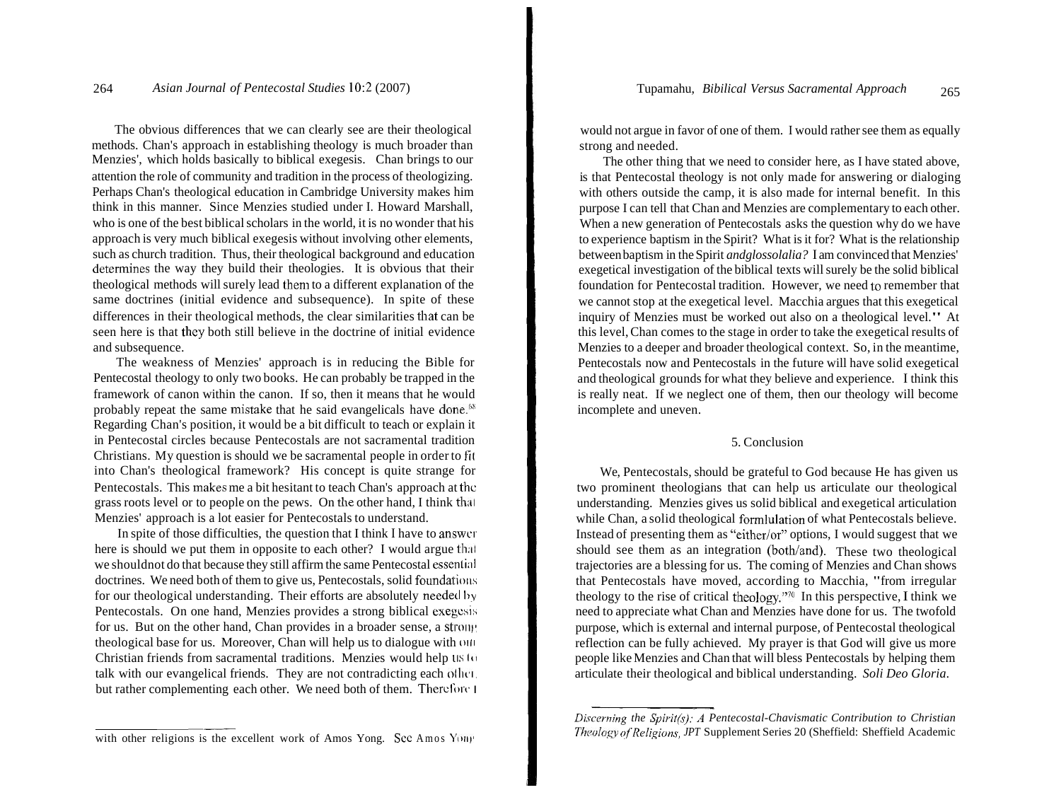The obvious differences that we can clearly see are their theological methods. Chan's approach in establishing theology is much broader than Menzies', which holds basically to biblical exegesis. Chan brings to our attention the role of community and tradition in the process of theologizing. Perhaps Chan's theological education in Cambridge University makes him think in this manner. Since Menzies studied under I. Howard Marshall, who is one of the best biblical scholars in the world, it is no wonder that his approach is very much biblical exegesis without involving other elements, such as church tradition. Thus, their theological background and education determines the way they build their theologies. It is obvious that their theological methods will surely lead them to a different explanation of the same doctrines (initial evidence and subsequence). In spite of these differences in their theological methods, the clear similarities that can be seen here is that they both still believe in the doctrine of initial evidence and subsequence.

The weakness of Menzies' approach is in reducing the Bible for Pentecostal theology to only two books. He can probably be trapped in the framework of canon within the canon. If so, then it means that he would probably repeat the same mistake that he said evangelicals have done.[68] Regarding Chan's position, it would be a bit difficult to teach or explain it in Pentecostal circles because Pentecostals are not sacramental tradition Christians. My question is should we be sacramental people in order to fit into Chan's theological framework? His concept is quite strange for Pentecostals. This makes me a bit hesitant to teach Chan's approach at the grass roots level or to people on the pews. On the other hand, I think that Menzies' approach is a lot easier for Pentecostals to understand.

In spite of those difficulties, the question that I think I have to answer here is should we put them in opposite to each other? I would argue that we shouldnot do that because they still affirm the same Pentecostal essential doctrines. We need both of them to give us, Pentecostals, solid foundations for our theological understanding. Their efforts are absolutely needed by Pentecostals. On one hand, Menzies provides a strong biblical exegesis for us. But on the other hand, Chan provides in a broader sense, a strong theological base for us. Moreover, Chan will help us to dialogue with our Christian friends from sacramental traditions. Menzies would help us to talk with our evangelical friends. They are not contradicting each other, but rather complementing each other. We need both of them. Therefore I would not argue in favor of one of them. I would rather see them as equally strong and needed.

The other thing that we need to consider here, as I have stated above, is that Pentecostal theology is not only made for answering or dialoging with others outside the camp, it is also made for internal benefit. In this purpose I can tell that Chan and Menzies are complementary to each other. When a new generation of Pentecostals asks the question why do we have to experience baptism in the Spirit? What is it for? What is the relationship between baptism in the Spirit *andglossolalia?* I am convinced that Menzies' exegetical investigation of the biblical texts will surely be the solid biblical foundation for Pentecostal tradition. However, we need to remember that we cannot stop at the exegetical level. Macchia argues that this exegetical inquiry of Menzies must be worked out also on a theological level." At this level, Chan comes to the stage in order to take the exegetical results of Menzies to a deeper and broader theological context. So, in the meantime, Pentecostals now and Pentecostals in the future will have solid exegetical and theological grounds for what they believe and experience. I think this is really neat. If we neglect one of them, then our theology will become incomplete and uneven.

## 5. Conclusion

We, Pentecostals, should be grateful to God because He has given us two prominent theologians that can help us articulate our theological understanding. Menzies gives us solid biblical and exegetical articulation while Chan, a solid theological formulation of what Pentecostals believe. Instead of presenting them as "either/or" options, I would suggest that we should see them as an integration (both/and). These two theological trajectories are a blessing for us. The coming of Menzies and Chan shows that Pentecostals have moved, according to Macchia, "from irregular theology to the rise of critical theology."[70] In this perspective, I think we need to appreciate what Chan and Menzies have done for us. The twofold purpose, which is external and internal purpose, of Pentecostal theological reflection can be fully achieved. My prayer is that God will give us more people like Menzies and Chan that will bless Pentecostals by helping them articulate their theological and biblical understanding. *Soli Deo Gloria.*

---

with other religions is the excellent work of Amos Yong. See Amos Yong *Discerning the Spirit(s): A Pentecostal-Charismatic Contribution to Christian Theology of Religions*, JPT Supplement Series 20 (Sheffield: Sheffield Academic